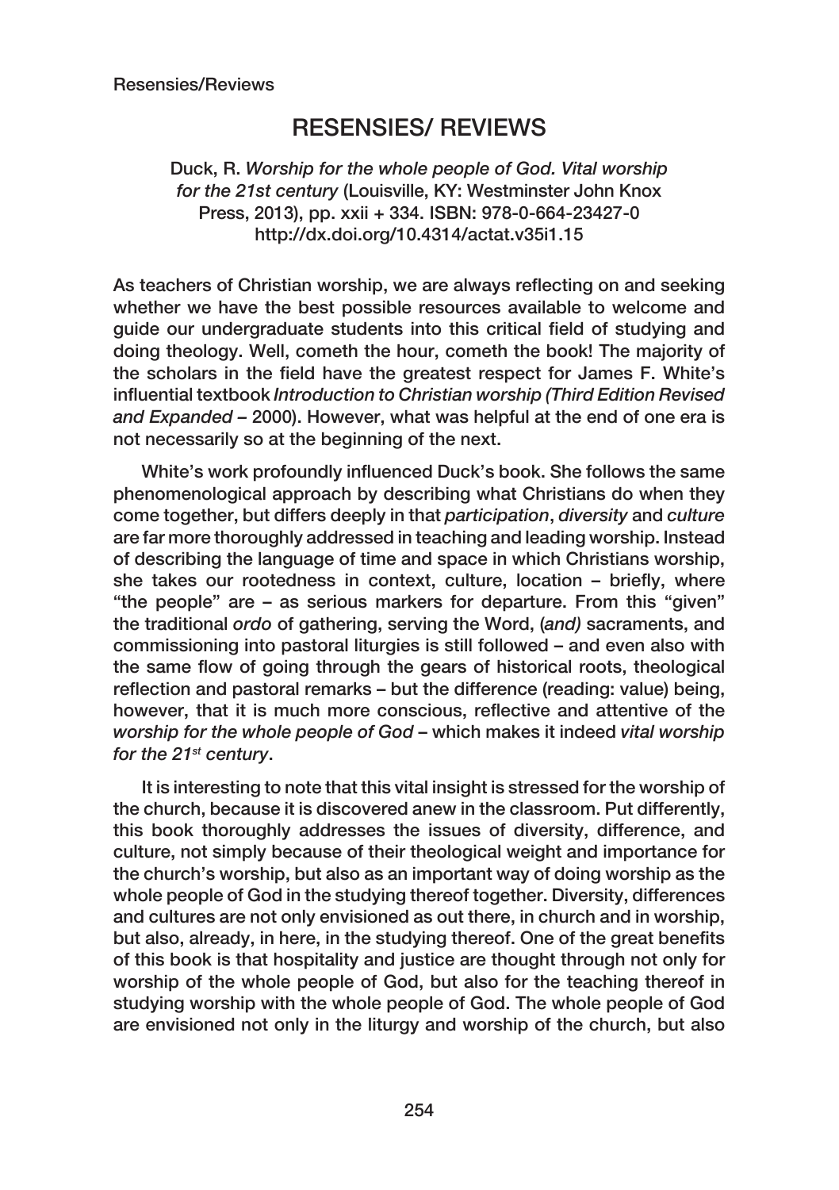# RESENSIES/ REVIEWS

Duck, R. *Worship for the whole people of God. Vital worship for the 21st century* (Louisville, KY: Westminster John Knox Press, 2013), pp. xxii + 334. ISBN: 978-0-664-23427-0
http://dx.doi.org/10.4314/actat.v35i1.15

As teachers of Christian worship, we are always reflecting on and seeking whether we have the best possible resources available to welcome and guide our undergraduate students into this critical field of studying and doing theology. Well, cometh the hour, cometh the book! The majority of the scholars in the field have the greatest respect for James F. White's influential textbook *Introduction to Christian worship (Third Edition Revised and Expanded* – 2000). However, what was helpful at the end of one era is not necessarily so at the beginning of the next.

White's work profoundly influenced Duck's book. She follows the same phenomenological approach by describing what Christians do when they come together, but differs deeply in that *participation*, *diversity* and *culture* are far more thoroughly addressed in teaching and leading worship. Instead of describing the language of time and space in which Christians worship, she takes our rootedness in context, culture, location – briefly, where "the people" are – as serious markers for departure. From this "given" the traditional *ordo* of gathering, serving the Word, (*and)* sacraments, and commissioning into pastoral liturgies is still followed – and even also with the same flow of going through the gears of historical roots, theological reflection and pastoral remarks – but the difference (reading: value) being, however, that it is much more conscious, reflective and attentive of the *worship for the whole people of God* – which makes it indeed *vital worship for the 21st century*.

It is interesting to note that this vital insight is stressed for the worship of the church, because it is discovered anew in the classroom. Put differently, this book thoroughly addresses the issues of diversity, difference, and culture, not simply because of their theological weight and importance for the church's worship, but also as an important way of doing worship as the whole people of God in the studying thereof together. Diversity, differences and cultures are not only envisioned as out there, in church and in worship, but also, already, in here, in the studying thereof. One of the great benefits of this book is that hospitality and justice are thought through not only for worship of the whole people of God, but also for the teaching thereof in studying worship with the whole people of God. The whole people of God are envisioned not only in the liturgy and worship of the church, but also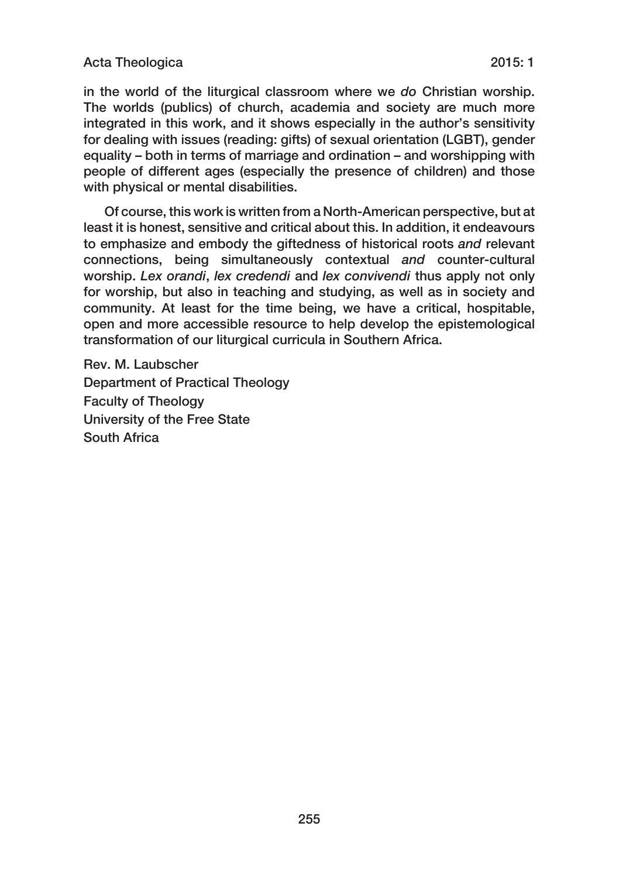in the world of the liturgical classroom where we *do* Christian worship. The worlds (publics) of church, academia and society are much more integrated in this work, and it shows especially in the author's sensitivity for dealing with issues (reading: gifts) of sexual orientation (LGBT), gender equality – both in terms of marriage and ordination – and worshipping with people of different ages (especially the presence of children) and those with physical or mental disabilities.

Of course, this work is written from a North-American perspective, but at least it is honest, sensitive and critical about this. In addition, it endeavours to emphasize and embody the giftedness of historical roots *and* relevant connections, being simultaneously contextual *and* counter-cultural worship. *Lex orandi*, *lex credendi* and *lex convivendi* thus apply not only for worship, but also in teaching and studying, as well as in society and community. At least for the time being, we have a critical, hospitable, open and more accessible resource to help develop the epistemological transformation of our liturgical curricula in Southern Africa.

Rev. M. Laubscher
Department of Practical Theology
Faculty of Theology
University of the Free State
South Africa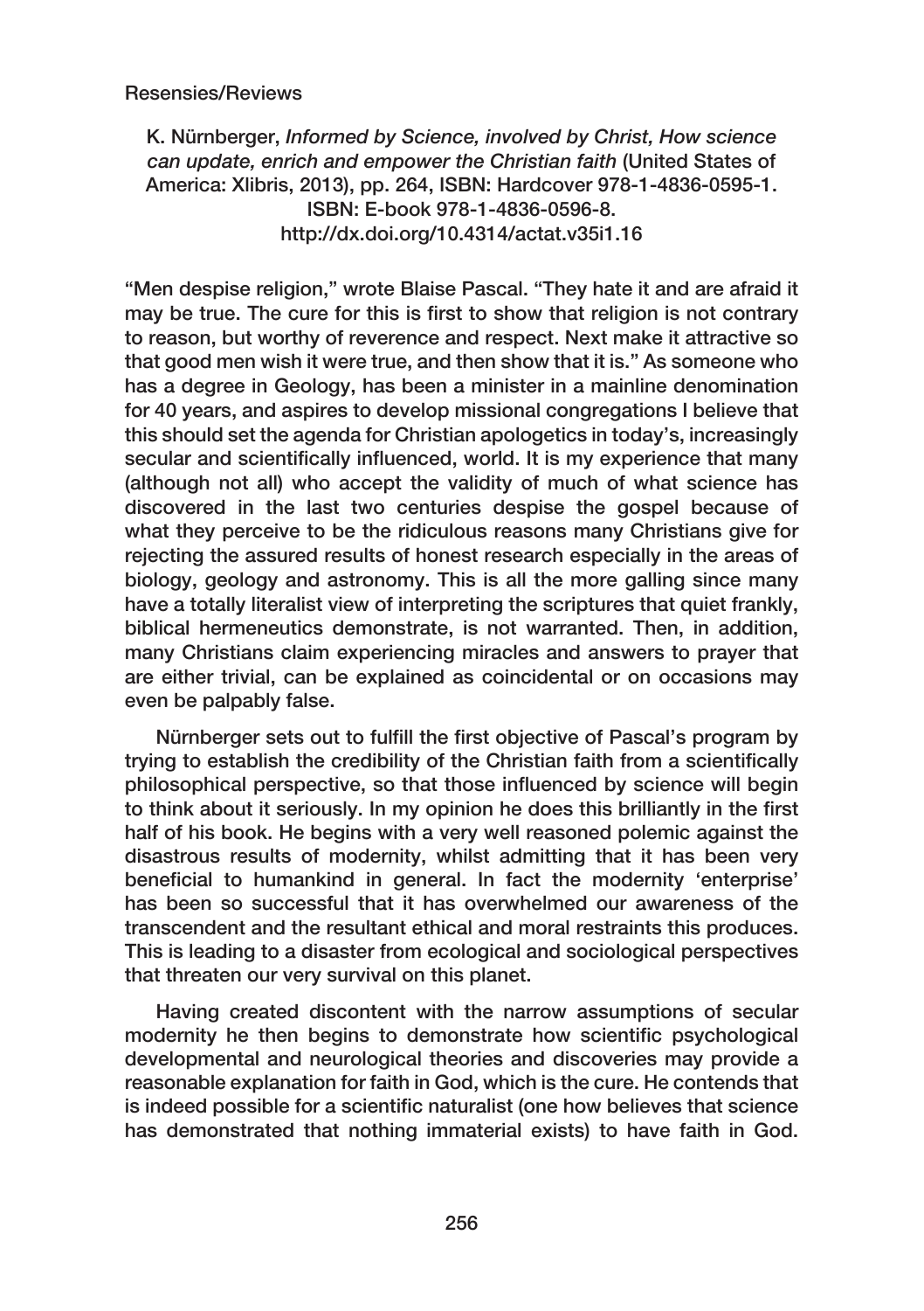Resensies/Reviews

K. Nürnberger, *Informed by Science, involved by Christ, How science can update, enrich and empower the Christian faith* (United States of America: Xlibris, 2013), pp. 264, ISBN: Hardcover 978-1-4836-0595-1. ISBN: E-book 978-1-4836-0596-8. http://dx.doi.org/10.4314/actat.v35i1.16

"Men despise religion," wrote Blaise Pascal. "They hate it and are afraid it may be true. The cure for this is first to show that religion is not contrary to reason, but worthy of reverence and respect. Next make it attractive so that good men wish it were true, and then show that it is." As someone who has a degree in Geology, has been a minister in a mainline denomination for 40 years, and aspires to develop missional congregations I believe that this should set the agenda for Christian apologetics in today's, increasingly secular and scientifically influenced, world. It is my experience that many (although not all) who accept the validity of much of what science has discovered in the last two centuries despise the gospel because of what they perceive to be the ridiculous reasons many Christians give for rejecting the assured results of honest research especially in the areas of biology, geology and astronomy. This is all the more galling since many have a totally literalist view of interpreting the scriptures that quiet frankly, biblical hermeneutics demonstrate, is not warranted. Then, in addition, many Christians claim experiencing miracles and answers to prayer that are either trivial, can be explained as coincidental or on occasions may even be palpably false.

Nürnberger sets out to fulfill the first objective of Pascal's program by trying to establish the credibility of the Christian faith from a scientifically philosophical perspective, so that those influenced by science will begin to think about it seriously. In my opinion he does this brilliantly in the first half of his book. He begins with a very well reasoned polemic against the disastrous results of modernity, whilst admitting that it has been very beneficial to humankind in general. In fact the modernity 'enterprise' has been so successful that it has overwhelmed our awareness of the transcendent and the resultant ethical and moral restraints this produces. This is leading to a disaster from ecological and sociological perspectives that threaten our very survival on this planet.

Having created discontent with the narrow assumptions of secular modernity he then begins to demonstrate how scientific psychological developmental and neurological theories and discoveries may provide a reasonable explanation for faith in God, which is the cure. He contends that is indeed possible for a scientific naturalist (one how believes that science has demonstrated that nothing immaterial exists) to have faith in God.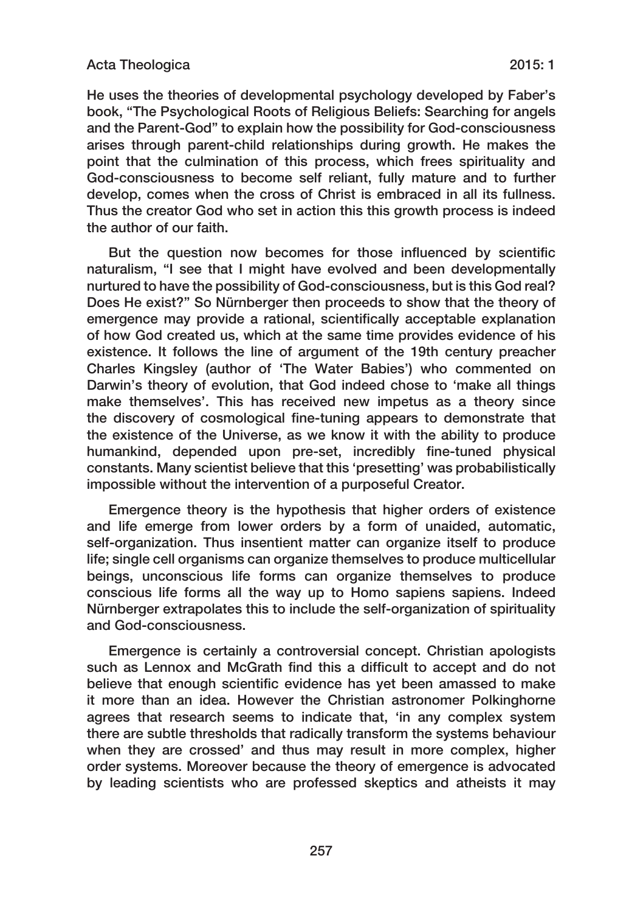He uses the theories of developmental psychology developed by Faber's book, "The Psychological Roots of Religious Beliefs: Searching for angels and the Parent-God" to explain how the possibility for God-consciousness arises through parent-child relationships during growth. He makes the point that the culmination of this process, which frees spirituality and God-consciousness to become self reliant, fully mature and to further develop, comes when the cross of Christ is embraced in all its fullness. Thus the creator God who set in action this this growth process is indeed the author of our faith.

But the question now becomes for those influenced by scientific naturalism, "I see that I might have evolved and been developmentally nurtured to have the possibility of God-consciousness, but is this God real? Does He exist?" So Nürnberger then proceeds to show that the theory of emergence may provide a rational, scientifically acceptable explanation of how God created us, which at the same time provides evidence of his existence. It follows the line of argument of the 19th century preacher Charles Kingsley (author of 'The Water Babies') who commented on Darwin's theory of evolution, that God indeed chose to 'make all things make themselves'. This has received new impetus as a theory since the discovery of cosmological fine-tuning appears to demonstrate that the existence of the Universe, as we know it with the ability to produce humankind, depended upon pre-set, incredibly fine-tuned physical constants. Many scientist believe that this 'presetting' was probabilistically impossible without the intervention of a purposeful Creator.

Emergence theory is the hypothesis that higher orders of existence and life emerge from lower orders by a form of unaided, automatic, self-organization. Thus insentient matter can organize itself to produce life; single cell organisms can organize themselves to produce multicellular beings, unconscious life forms can organize themselves to produce conscious life forms all the way up to Homo sapiens sapiens. Indeed Nürnberger extrapolates this to include the self-organization of spirituality and God-consciousness.

Emergence is certainly a controversial concept. Christian apologists such as Lennox and McGrath find this a difficult to accept and do not believe that enough scientific evidence has yet been amassed to make it more than an idea. However the Christian astronomer Polkinghorne agrees that research seems to indicate that, 'in any complex system there are subtle thresholds that radically transform the systems behaviour when they are crossed' and thus may result in more complex, higher order systems. Moreover because the theory of emergence is advocated by leading scientists who are professed skeptics and atheists it may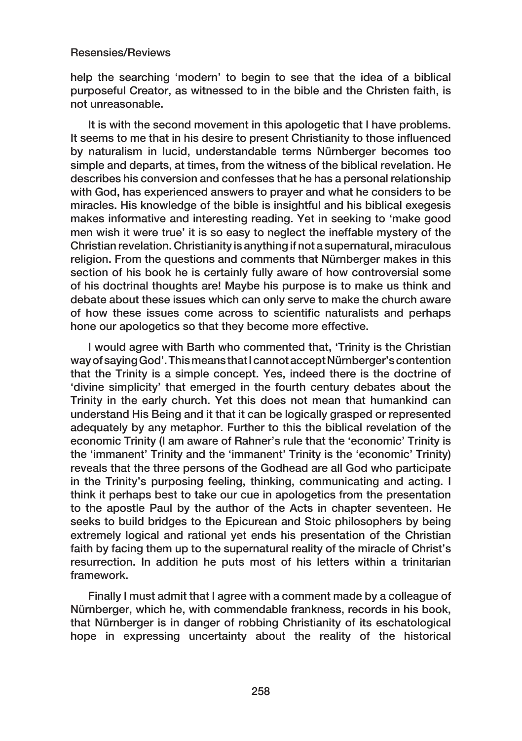help the searching 'modern' to begin to see that the idea of a biblical purposeful Creator, as witnessed to in the bible and the Christen faith, is not unreasonable.

It is with the second movement in this apologetic that I have problems. It seems to me that in his desire to present Christianity to those influenced by naturalism in lucid, understandable terms Nürnberger becomes too simple and departs, at times, from the witness of the biblical revelation. He describes his conversion and confesses that he has a personal relationship with God, has experienced answers to prayer and what he considers to be miracles. His knowledge of the bible is insightful and his biblical exegesis makes informative and interesting reading. Yet in seeking to 'make good men wish it were true' it is so easy to neglect the ineffable mystery of the Christian revelation. Christianity is anything if not a supernatural, miraculous religion. From the questions and comments that Nürnberger makes in this section of his book he is certainly fully aware of how controversial some of his doctrinal thoughts are! Maybe his purpose is to make us think and debate about these issues which can only serve to make the church aware of how these issues come across to scientific naturalists and perhaps hone our apologetics so that they become more effective.

I would agree with Barth who commented that, 'Trinity is the Christian way of saying God'. This means that I cannot accept Nürnberger's contention that the Trinity is a simple concept. Yes, indeed there is the doctrine of 'divine simplicity' that emerged in the fourth century debates about the Trinity in the early church. Yet this does not mean that humankind can understand His Being and it that it can be logically grasped or represented adequately by any metaphor. Further to this the biblical revelation of the economic Trinity (I am aware of Rahner's rule that the 'economic' Trinity is the 'immanent' Trinity and the 'immanent' Trinity is the 'economic' Trinity) reveals that the three persons of the Godhead are all God who participate in the Trinity's purposing feeling, thinking, communicating and acting. I think it perhaps best to take our cue in apologetics from the presentation to the apostle Paul by the author of the Acts in chapter seventeen. He seeks to build bridges to the Epicurean and Stoic philosophers by being extremely logical and rational yet ends his presentation of the Christian faith by facing them up to the supernatural reality of the miracle of Christ's resurrection. In addition he puts most of his letters within a trinitarian framework.

Finally I must admit that I agree with a comment made by a colleague of Nürnberger, which he, with commendable frankness, records in his book, that Nürnberger is in danger of robbing Christianity of its eschatological hope in expressing uncertainty about the reality of the historical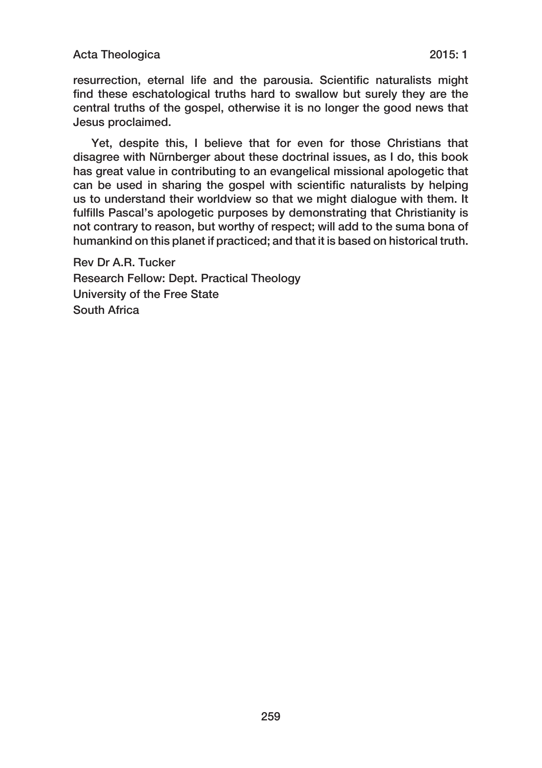resurrection, eternal life and the parousia. Scientific naturalists might find these eschatological truths hard to swallow but surely they are the central truths of the gospel, otherwise it is no longer the good news that Jesus proclaimed.

Yet, despite this, I believe that for even for those Christians that disagree with Nürnberger about these doctrinal issues, as I do, this book has great value in contributing to an evangelical missional apologetic that can be used in sharing the gospel with scientific naturalists by helping us to understand their worldview so that we might dialogue with them. It fulfills Pascal's apologetic purposes by demonstrating that Christianity is not contrary to reason, but worthy of respect; will add to the suma bona of humankind on this planet if practiced; and that it is based on historical truth.

Rev Dr A.R. Tucker
Research Fellow: Dept. Practical Theology
University of the Free State
South Africa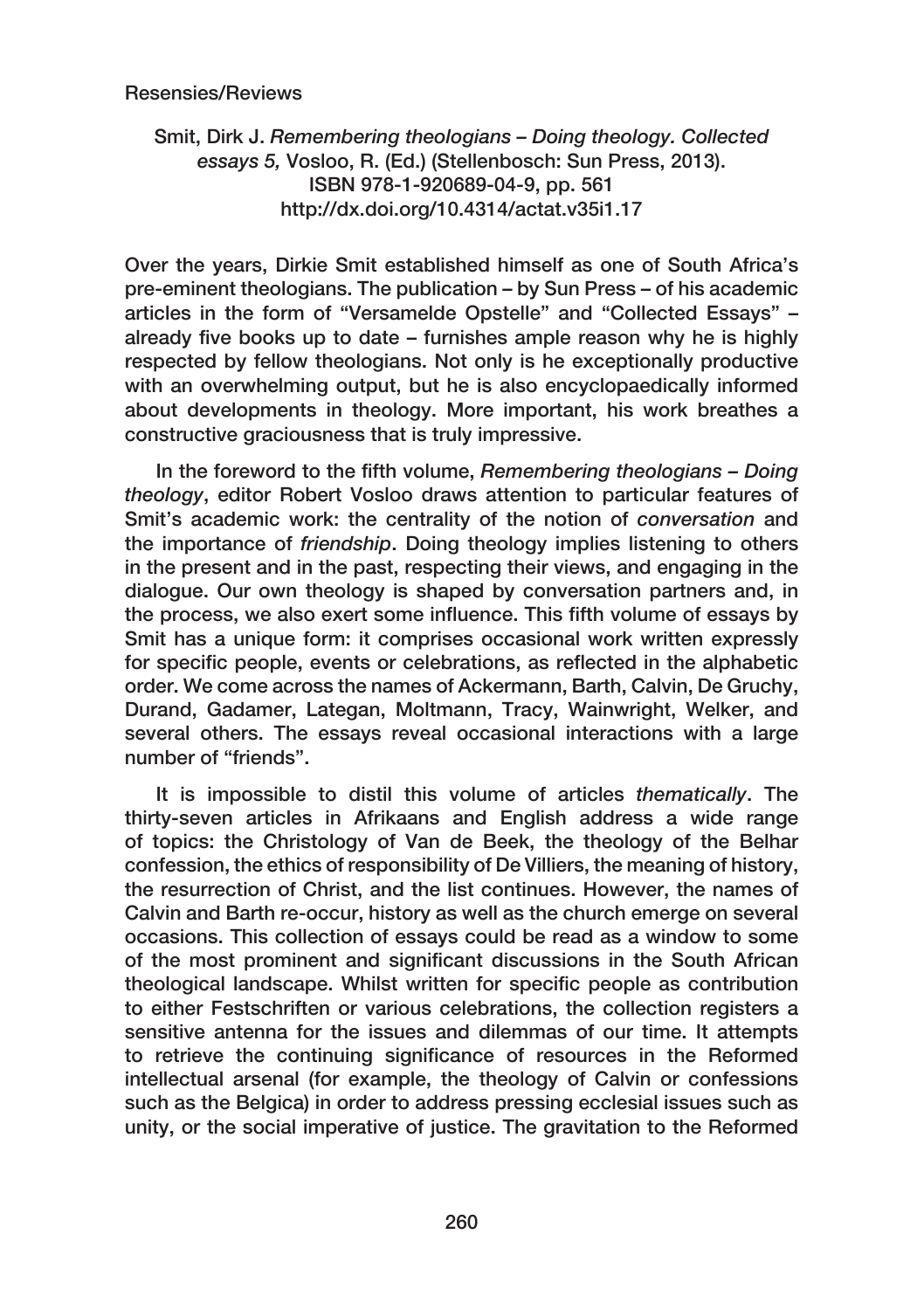Resensies/Reviews

Smit, Dirk J. *Remembering theologians – Doing theology. Collected essays 5,* Vosloo, R. (Ed.) (Stellenbosch: Sun Press, 2013). ISBN 978-1-920689-04-9, pp. 561 http://dx.doi.org/10.4314/actat.v35i1.17

Over the years, Dirkie Smit established himself as one of South Africa's pre-eminent theologians. The publication – by Sun Press – of his academic articles in the form of "Versamelde Opstelle" and "Collected Essays" – already five books up to date – furnishes ample reason why he is highly respected by fellow theologians. Not only is he exceptionally productive with an overwhelming output, but he is also encyclopaedically informed about developments in theology. More important, his work breathes a constructive graciousness that is truly impressive.

In the foreword to the fifth volume, *Remembering theologians – Doing theology*, editor Robert Vosloo draws attention to particular features of Smit's academic work: the centrality of the notion of *conversation* and the importance of *friendship*. Doing theology implies listening to others in the present and in the past, respecting their views, and engaging in the dialogue. Our own theology is shaped by conversation partners and, in the process, we also exert some influence. This fifth volume of essays by Smit has a unique form: it comprises occasional work written expressly for specific people, events or celebrations, as reflected in the alphabetic order. We come across the names of Ackermann, Barth, Calvin, De Gruchy, Durand, Gadamer, Lategan, Moltmann, Tracy, Wainwright, Welker, and several others. The essays reveal occasional interactions with a large number of "friends".

It is impossible to distil this volume of articles *thematically*. The thirty-seven articles in Afrikaans and English address a wide range of topics: the Christology of Van de Beek, the theology of the Belhar confession, the ethics of responsibility of De Villiers, the meaning of history, the resurrection of Christ, and the list continues. However, the names of Calvin and Barth re-occur, history as well as the church emerge on several occasions. This collection of essays could be read as a window to some of the most prominent and significant discussions in the South African theological landscape. Whilst written for specific people as contribution to either Festschriften or various celebrations, the collection registers a sensitive antenna for the issues and dilemmas of our time. It attempts to retrieve the continuing significance of resources in the Reformed intellectual arsenal (for example, the theology of Calvin or confessions such as the Belgica) in order to address pressing ecclesial issues such as unity, or the social imperative of justice. The gravitation to the Reformed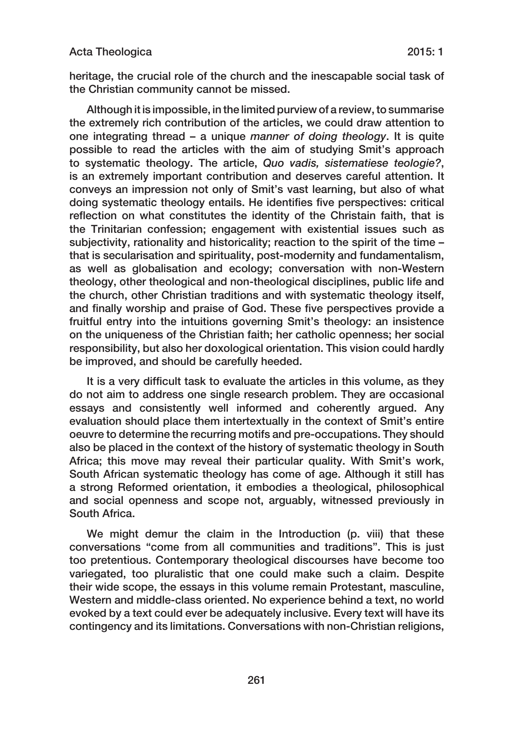heritage, the crucial role of the church and the inescapable social task of the Christian community cannot be missed.

Although it is impossible, in the limited purview of a review, to summarise the extremely rich contribution of the articles, we could draw attention to one integrating thread – a unique *manner of doing theology*. It is quite possible to read the articles with the aim of studying Smit's approach to systematic theology. The article, *Quo vadis, sistematiese teologie?*, is an extremely important contribution and deserves careful attention. It conveys an impression not only of Smit's vast learning, but also of what doing systematic theology entails. He identifies five perspectives: critical reflection on what constitutes the identity of the Christain faith, that is the Trinitarian confession; engagement with existential issues such as subjectivity, rationality and historicality; reaction to the spirit of the time – that is secularisation and spirituality, post-modernity and fundamentalism, as well as globalisation and ecology; conversation with non-Western theology, other theological and non-theological disciplines, public life and the church, other Christian traditions and with systematic theology itself, and finally worship and praise of God. These five perspectives provide a fruitful entry into the intuitions governing Smit's theology: an insistence on the uniqueness of the Christian faith; her catholic openness; her social responsibility, but also her doxological orientation. This vision could hardly be improved, and should be carefully heeded.

It is a very difficult task to evaluate the articles in this volume, as they do not aim to address one single research problem. They are occasional essays and consistently well informed and coherently argued. Any evaluation should place them intertextually in the context of Smit's entire oeuvre to determine the recurring motifs and pre-occupations. They should also be placed in the context of the history of systematic theology in South Africa; this move may reveal their particular quality. With Smit's work, South African systematic theology has come of age. Although it still has a strong Reformed orientation, it embodies a theological, philosophical and social openness and scope not, arguably, witnessed previously in South Africa.

We might demur the claim in the Introduction (p. viii) that these conversations "come from all communities and traditions". This is just too pretentious. Contemporary theological discourses have become too variegated, too pluralistic that one could make such a claim. Despite their wide scope, the essays in this volume remain Protestant, masculine, Western and middle-class oriented. No experience behind a text, no world evoked by a text could ever be adequately inclusive. Every text will have its contingency and its limitations. Conversations with non-Christian religions,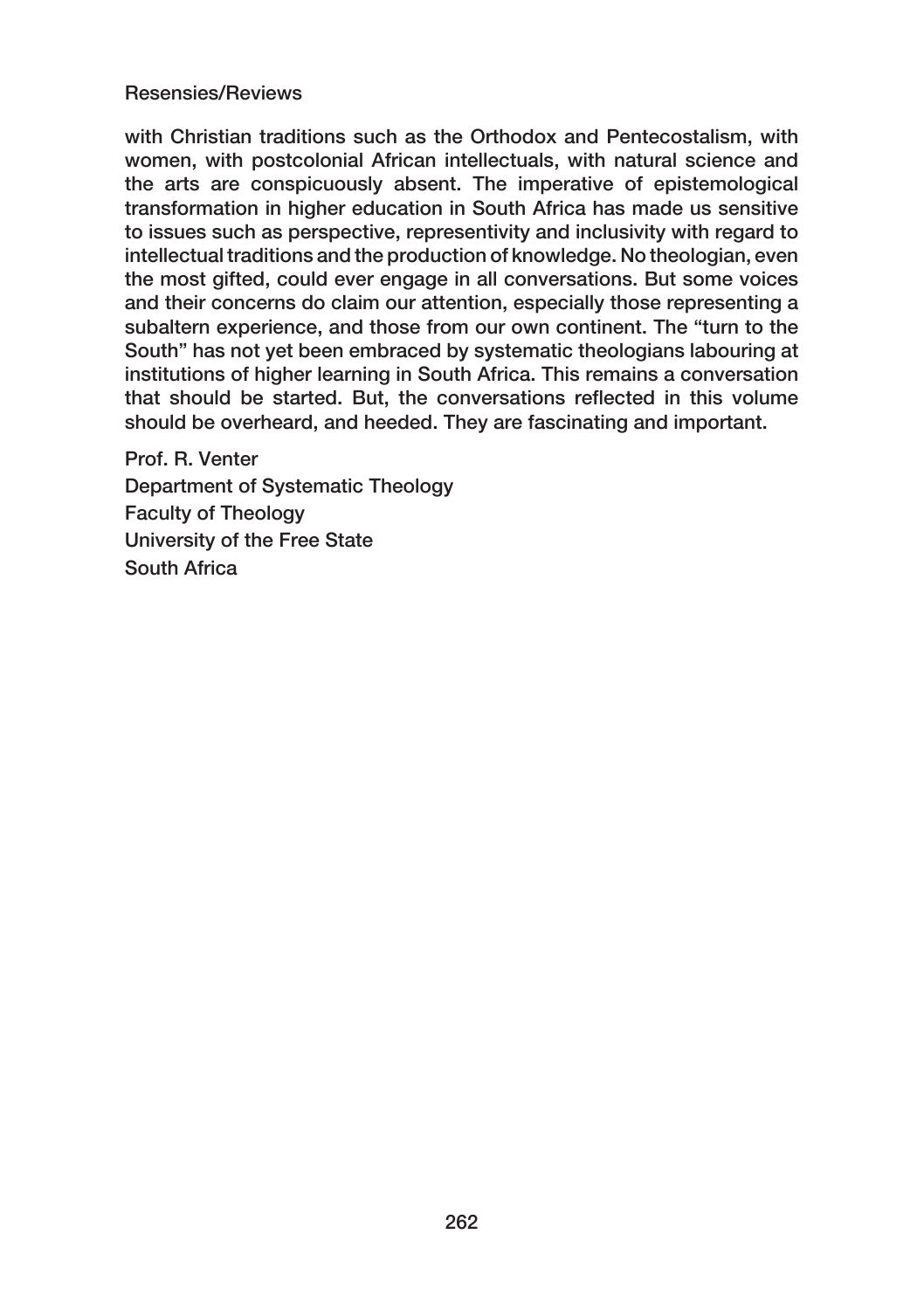with Christian traditions such as the Orthodox and Pentecostalism, with women, with postcolonial African intellectuals, with natural science and the arts are conspicuously absent. The imperative of epistemological transformation in higher education in South Africa has made us sensitive to issues such as perspective, representivity and inclusivity with regard to intellectual traditions and the production of knowledge. No theologian, even the most gifted, could ever engage in all conversations. But some voices and their concerns do claim our attention, especially those representing a subaltern experience, and those from our own continent. The "turn to the South" has not yet been embraced by systematic theologians labouring at institutions of higher learning in South Africa. This remains a conversation that should be started. But, the conversations reflected in this volume should be overheard, and heeded. They are fascinating and important.

Prof. R. Venter  
Department of Systematic Theology  
Faculty of Theology  
University of the Free State  
South Africa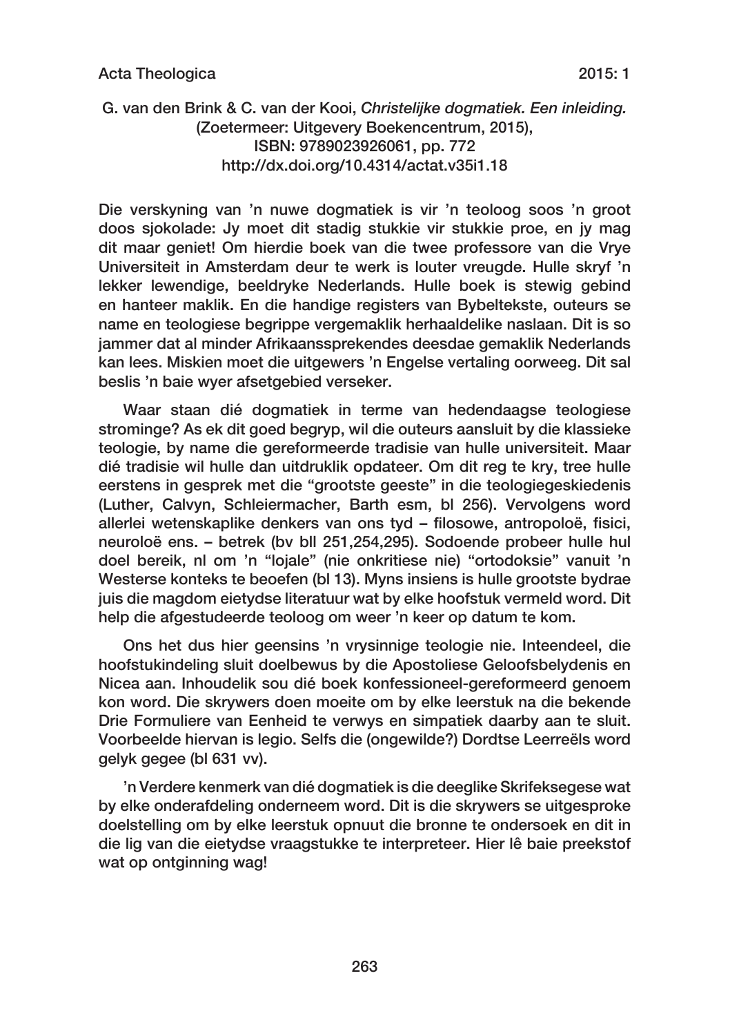G. van den Brink & C. van der Kooi, *Christelijke dogmatiek. Een inleiding.* (Zoetermeer: Uitgevery Boekencentrum, 2015), ISBN: 9789023926061, pp. 772
http://dx.doi.org/10.4314/actat.v35i1.18

Die verskyning van 'n nuwe dogmatiek is vir 'n teoloog soos 'n groot doos sjokolade: Jy moet dit stadig stukkie vir stukkie proe, en jy mag dit maar geniet! Om hierdie boek van die twee professore van die Vrye Universiteit in Amsterdam deur te werk is louter vreugde. Hulle skryf 'n lekker lewendige, beeldryke Nederlands. Hulle boek is stewig gebind en hanteer maklik. En die handige registers van Bybeltekste, outeurs se name en teologiese begrippe vergemaklik herhaaldelike naslaan. Dit is so jammer dat al minder Afrikaanssprekendes deesdae gemaklik Nederlands kan lees. Miskien moet die uitgewers 'n Engelse vertaling oorweeg. Dit sal beslis 'n baie wyer afsetgebied verseker.

Waar staan dié dogmatiek in terme van hedendaagse teologiese strominge? As ek dit goed begryp, wil die outeurs aansluit by die klassieke teologie, by name die gereformeerde tradisie van hulle universiteit. Maar dié tradisie wil hulle dan uitdruklik opdateer. Om dit reg te kry, tree hulle eerstens in gesprek met die "grootste geeste" in die teologiegeskiedenis (Luther, Calvyn, Schleiermacher, Barth esm, bl 256). Vervolgens word allerlei wetenskaplike denkers van ons tyd – filosowe, antropoloë, fisici, neuroloë ens. – betrek (bv bll 251,254,295). Sodoende probeer hulle hul doel bereik, nl om 'n "lojale" (nie onkritiese nie) "ortodoksie" vanuit 'n Westerse konteks te beoefen (bl 13). Myns insiens is hulle grootste bydrae juis die magdom eietydse literatuur wat by elke hoofstuk vermeld word. Dit help die afgestudeerde teoloog om weer 'n keer op datum te kom.

Ons het dus hier geensins 'n vrysinnige teologie nie. Inteendeel, die hoofstukindeling sluit doelbewus by die Apostoliese Geloofsbelydenis en Nicea aan. Inhoudelik sou dié boek konfessioneel-gereformeerd genoem kon word. Die skrywers doen moeite om by elke leerstuk na die bekende Drie Formuliere van Eenheid te verwys en simpatiek daarby aan te sluit. Voorbeelde hiervan is legio. Selfs die (ongewilde?) Dordtse Leerreëls word gelyk gegee (bl 631 vv).

'n Verdere kenmerk van dié dogmatiek is die deeglike Skrifeksegese wat by elke onderafdeling onderneem word. Dit is die skrywers se uitgesproke doelstelling om by elke leerstuk opnuut die bronne te ondersoek en dit in die lig van die eietydse vraagstukke te interpreteer. Hier lê baie preekstof wat op ontginning wag!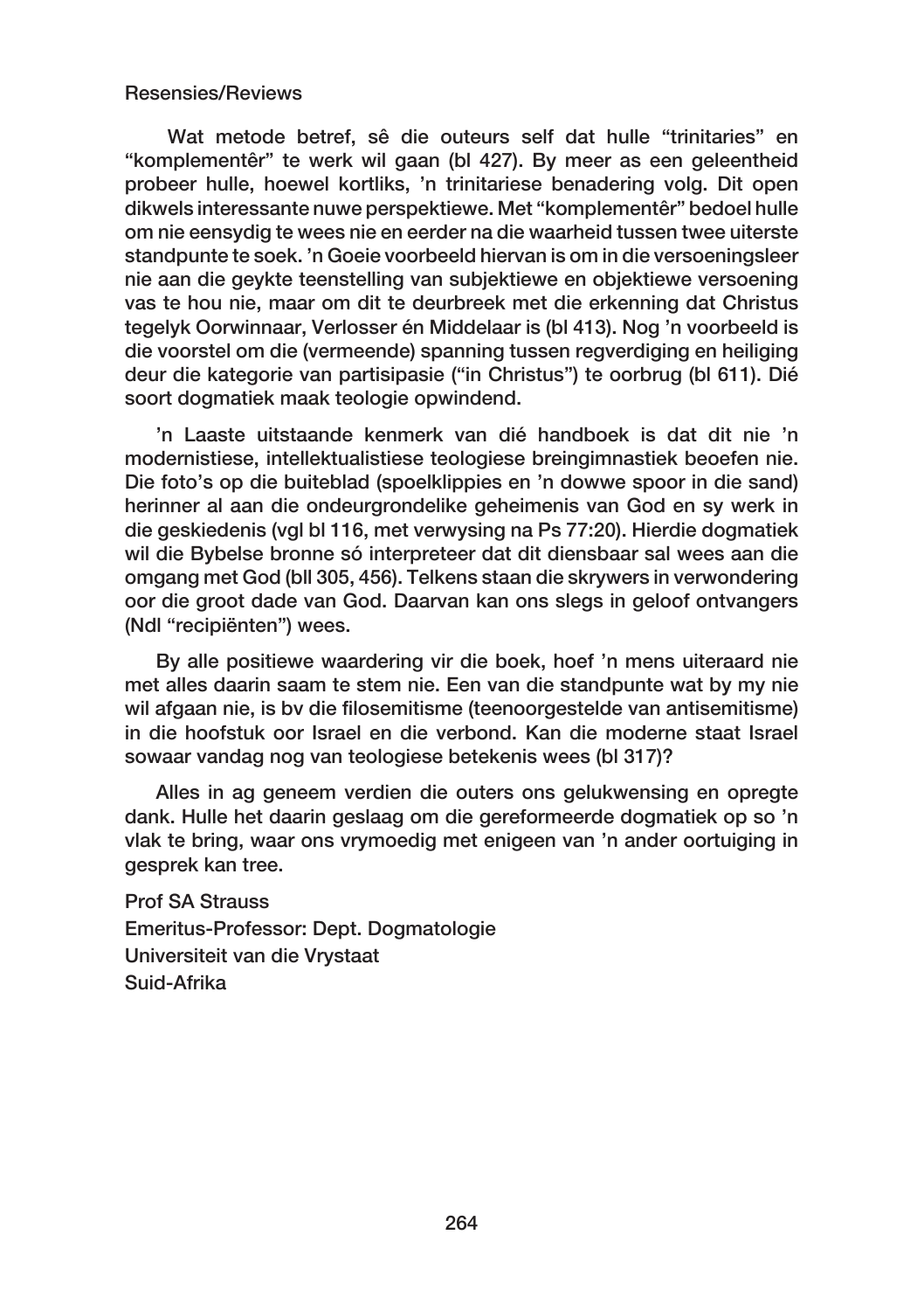Wat metode betref, sê die outeurs self dat hulle "trinitaries" en "komplementêr" te werk wil gaan (bl 427). By meer as een geleentheid probeer hulle, hoewel kortliks, 'n trinitariese benadering volg. Dit open dikwels interessante nuwe perspektiewe. Met "komplementêr" bedoel hulle om nie eensydig te wees nie en eerder na die waarheid tussen twee uiterste standpunte te soek. 'n Goeie voorbeeld hiervan is om in die versoeningsleer nie aan die geykte teenstelling van subjektiewe en objektiewe versoening vas te hou nie, maar om dit te deurbreek met die erkenning dat Christus tegelyk Oorwinnaar, Verlosser én Middelaar is (bl 413). Nog 'n voorbeeld is die voorstel om die (vermeende) spanning tussen regverdiging en heiliging deur die kategorie van partisipasie ("in Christus") te oorbrug (bl 611). Dié soort dogmatiek maak teologie opwindend.

'n Laaste uitstaande kenmerk van dié handboek is dat dit nie 'n modernistiese, intellektualistiese teologiese breingimnastiek beoefen nie. Die foto's op die buiteblad (spoelklippies en 'n dowwe spoor in die sand) herinner al aan die ondeurgrondelike geheimenis van God en sy werk in die geskiedenis (vgl bl 116, met verwysing na Ps 77:20). Hierdie dogmatiek wil die Bybelse bronne só interpreteer dat dit diensbaar sal wees aan die omgang met God (bll 305, 456). Telkens staan die skrywers in verwondering oor die groot dade van God. Daarvan kan ons slegs in geloof ontvangers (Ndl "recipiënten") wees.

By alle positiewe waardering vir die boek, hoef 'n mens uiteraard nie met alles daarin saam te stem nie. Een van die standpunte wat by my nie wil afgaan nie, is bv die filosemitisme (teenoorgestelde van antisemitisme) in die hoofstuk oor Israel en die verbond. Kan die moderne staat Israel sowaar vandag nog van teologiese betekenis wees (bl 317)?

Alles in ag geneem verdien die outers ons gelukwensing en opregte dank. Hulle het daarin geslaag om die gereformeerde dogmatiek op so 'n vlak te bring, waar ons vrymoedig met enigeen van 'n ander oortuiging in gesprek kan tree.

Prof SA Strauss  
Emeritus-Professor: Dept. Dogmatologie  
Universiteit van die Vrystaat  
Suid-Afrika